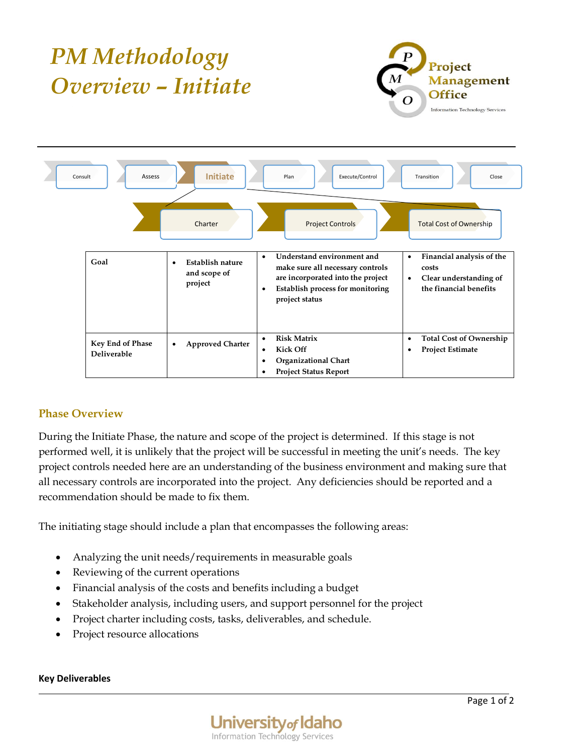# PM Methodology Overview – Initiate

Project Management Office
Information Technology Services

Consult | Assess | **Initiate** | Plan | Execute/Control | Transition | Close

Charter | Project Controls | Total Cost of Ownership

| | Charter | Project Controls | Total Cost of Ownership |
|---|---|---|---|
| **Goal** | • **Establish nature and scope of project** | • **Understand environment and make sure all necessary controls are incorporated into the project**<br>• **Establish process for monitoring project status** | • **Financial analysis of the costs**<br>• **Clear understanding of the financial benefits** |
| **Key End of Phase Deliverable** | • **Approved Charter** | • **Risk Matrix**<br>• **Kick Off**<br>• **Organizational Chart**<br>• **Project Status Report** | • **Total Cost of Ownership**<br>• **Project Estimate** |

## Phase Overview

During the Initiate Phase, the nature and scope of the project is determined. If this stage is not performed well, it is unlikely that the project will be successful in meeting the unit's needs. The key project controls needed here are an understanding of the business environment and making sure that all necessary controls are incorporated into the project. Any deficiencies should be reported and a recommendation should be made to fix them.

The initiating stage should include a plan that encompasses the following areas:

- Analyzing the unit needs/requirements in measurable goals
- Reviewing of the current operations
- Financial analysis of the costs and benefits including a budget
- Stakeholder analysis, including users, and support personnel for the project
- Project charter including costs, tasks, deliverables, and schedule.
- Project resource allocations

**Key Deliverables**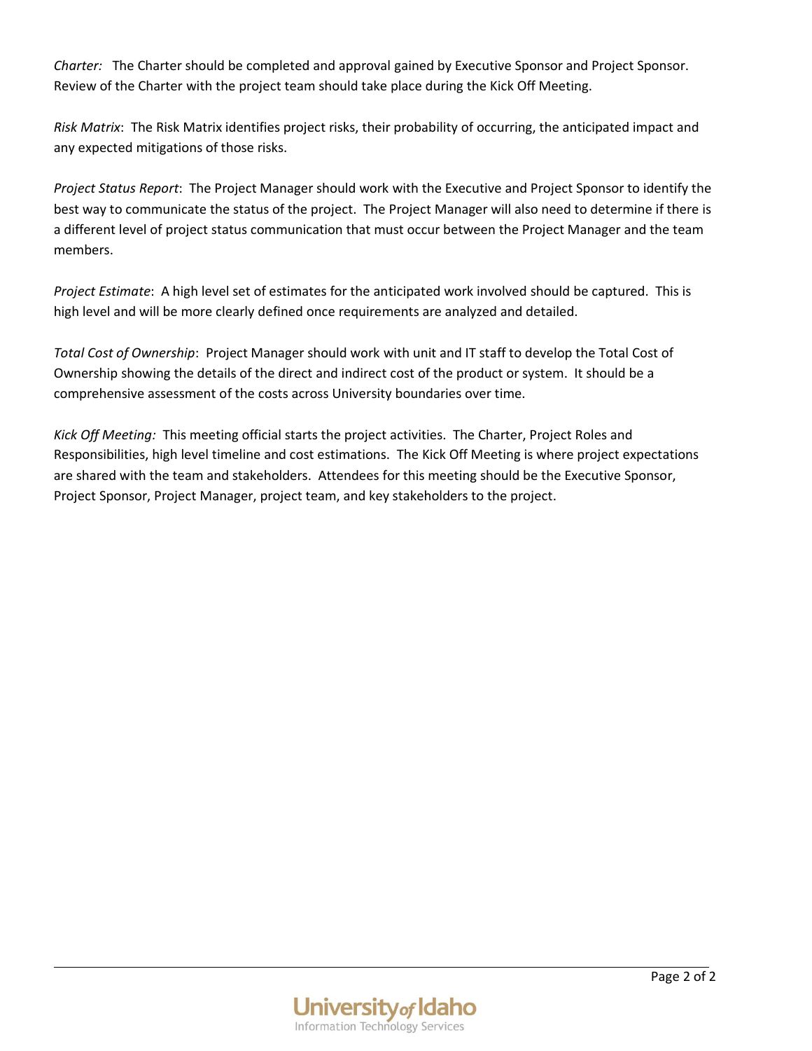*Charter:* The Charter should be completed and approval gained by Executive Sponsor and Project Sponsor. Review of the Charter with the project team should take place during the Kick Off Meeting.

*Risk Matrix*: The Risk Matrix identifies project risks, their probability of occurring, the anticipated impact and any expected mitigations of those risks.

*Project Status Report*: The Project Manager should work with the Executive and Project Sponsor to identify the best way to communicate the status of the project. The Project Manager will also need to determine if there is a different level of project status communication that must occur between the Project Manager and the team members.

*Project Estimate*: A high level set of estimates for the anticipated work involved should be captured. This is high level and will be more clearly defined once requirements are analyzed and detailed.

*Total Cost of Ownership*: Project Manager should work with unit and IT staff to develop the Total Cost of Ownership showing the details of the direct and indirect cost of the product or system. It should be a comprehensive assessment of the costs across University boundaries over time.

*Kick Off Meeting:* This meeting official starts the project activities. The Charter, Project Roles and Responsibilities, high level timeline and cost estimations. The Kick Off Meeting is where project expectations are shared with the team and stakeholders. Attendees for this meeting should be the Executive Sponsor, Project Sponsor, Project Manager, project team, and key stakeholders to the project.